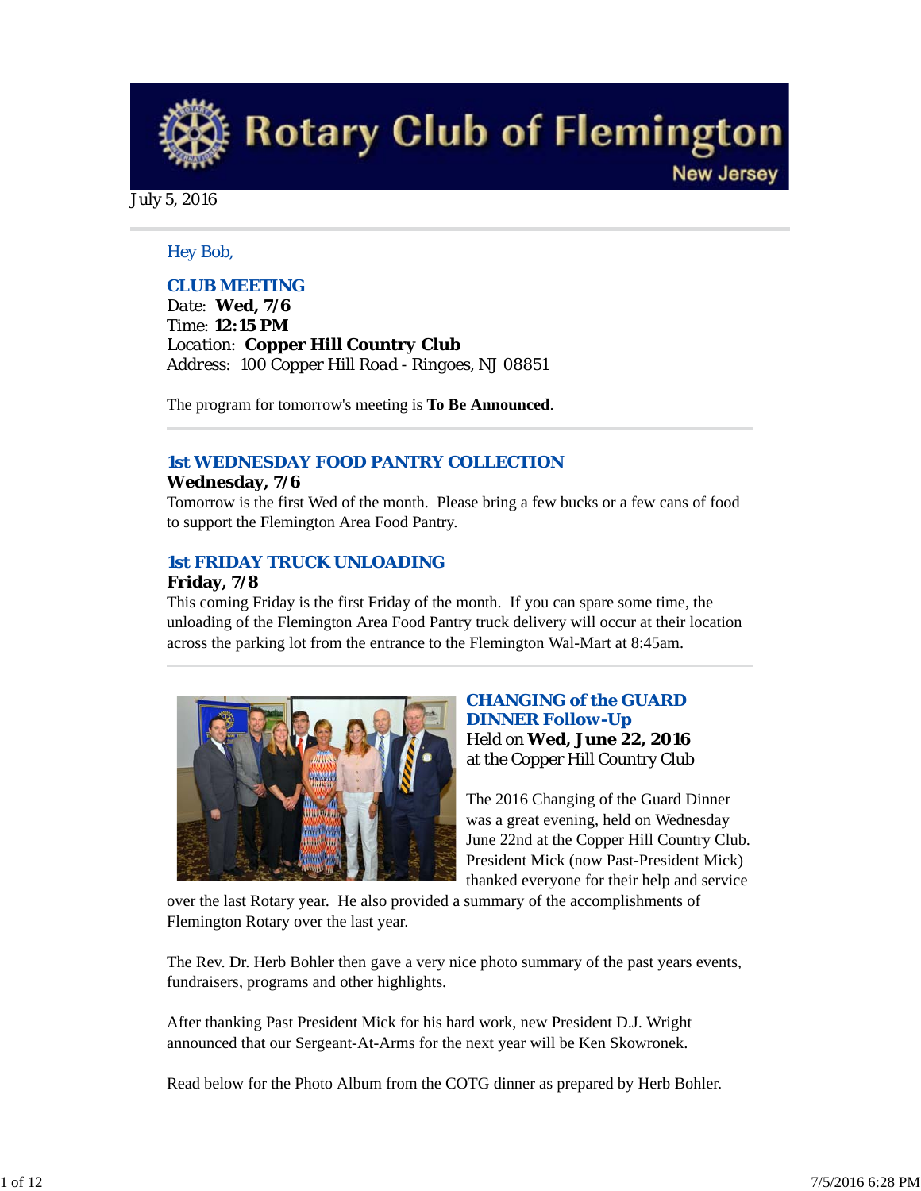# Rotary Club of Flemington

New Jersey

July 5, 2016

Hey Bob,

## CLUB MEETING

Date: **Wed, 7/6**
Time: **12:15 PM**
Location: **Copper Hill Country Club**
Address: 100 Copper Hill Road - Ringoes, NJ 08851

The program for tomorrow's meeting is **To Be Announced**.

## 1st WEDNESDAY FOOD PANTRY COLLECTION

**Wednesday, 7/6**

Tomorrow is the first Wed of the month. Please bring a few bucks or a few cans of food to support the Flemington Area Food Pantry.

## 1st FRIDAY TRUCK UNLOADING

**Friday, 7/8**

This coming Friday is the first Friday of the month. If you can spare some time, the unloading of the Flemington Area Food Pantry truck delivery will occur at their location across the parking lot from the entrance to the Flemington Wal-Mart at 8:45am.

## CHANGING of the GUARD DINNER Follow-Up

Held on **Wed, June 22, 2016**
at the Copper Hill Country Club

The 2016 Changing of the Guard Dinner was a great evening, held on Wednesday June 22nd at the Copper Hill Country Club. President Mick (now Past-President Mick) thanked everyone for their help and service over the last Rotary year. He also provided a summary of the accomplishments of Flemington Rotary over the last year.

The Rev. Dr. Herb Bohler then gave a very nice photo summary of the past years events, fundraisers, programs and other highlights.

After thanking Past President Mick for his hard work, new President D.J. Wright announced that our Sergeant-At-Arms for the next year will be Ken Skowronek.

Read below for the Photo Album from the COTG dinner as prepared by Herb Bohler.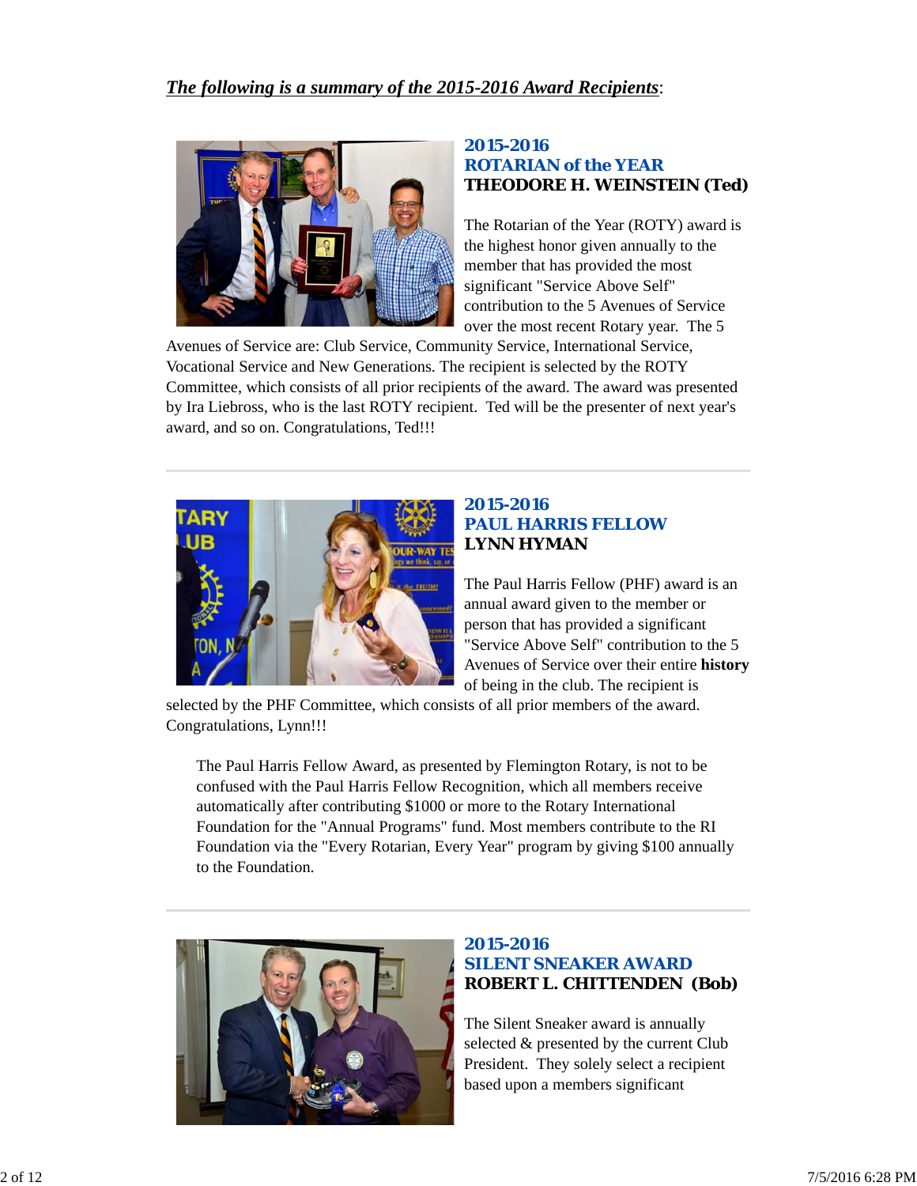***The following is a summary of the 2015-2016 Award Recipients***:

### 2015-2016
### ROTARIAN of the YEAR
**THEODORE H. WEINSTEIN (Ted)**

The Rotarian of the Year (ROTY) award is the highest honor given annually to the member that has provided the most significant "Service Above Self" contribution to the 5 Avenues of Service over the most recent Rotary year. The 5 Avenues of Service are: Club Service, Community Service, International Service, Vocational Service and New Generations. The recipient is selected by the ROTY Committee, which consists of all prior recipients of the award. The award was presented by Ira Liebross, who is the last ROTY recipient. Ted will be the presenter of next year's award, and so on. Congratulations, Ted!!!

---

### 2015-2016
### PAUL HARRIS FELLOW
**LYNN HYMAN**

The Paul Harris Fellow (PHF) award is an annual award given to the member or person that has provided a significant "Service Above Self" contribution to the 5 Avenues of Service over their entire **history** of being in the club. The recipient is selected by the PHF Committee, which consists of all prior members of the award. Congratulations, Lynn!!!

> The Paul Harris Fellow Award, as presented by Flemington Rotary, is not to be confused with the Paul Harris Fellow Recognition, which all members receive automatically after contributing $1000 or more to the Rotary International Foundation for the "Annual Programs" fund. Most members contribute to the RI Foundation via the "Every Rotarian, Every Year" program by giving $100 annually to the Foundation.

---

### 2015-2016
### SILENT SNEAKER AWARD
**ROBERT L. CHITTENDEN (Bob)**

The Silent Sneaker award is annually selected & presented by the current Club President. They solely select a recipient based upon a members significant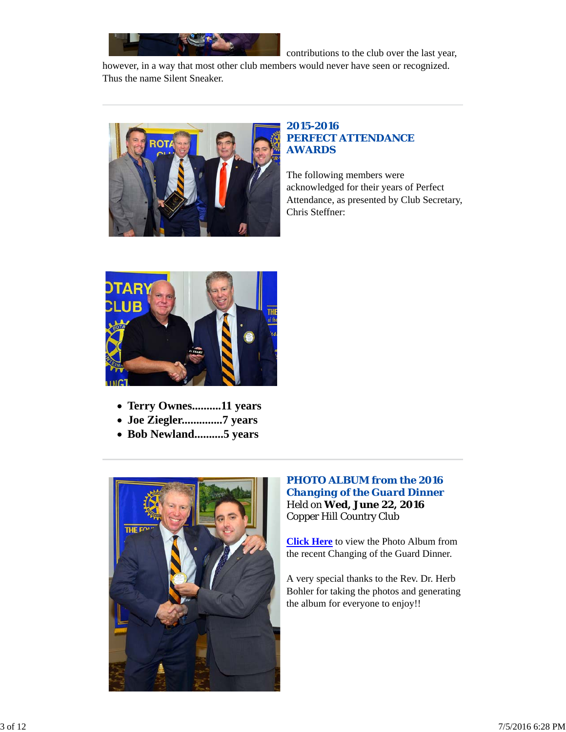contributions to the club over the last year, however, in a way that most other club members would never have seen or recognized. Thus the name Silent Sneaker.

---

## 2015-2016 PERFECT ATTENDANCE AWARDS

The following members were acknowledged for their years of Perfect Attendance, as presented by Club Secretary, Chris Steffner:

- **Terry Ownes..........11 years**
- **Joe Ziegler.............7 years**
- **Bob Newland..........5 years**

---

## PHOTO ALBUM from the 2016 Changing of the Guard Dinner

Held on **Wed, June 22, 2016**
Copper Hill Country Club

**Click Here** to view the Photo Album from the recent Changing of the Guard Dinner.

A very special thanks to the Rev. Dr. Herb Bohler for taking the photos and generating the album for everyone to enjoy!!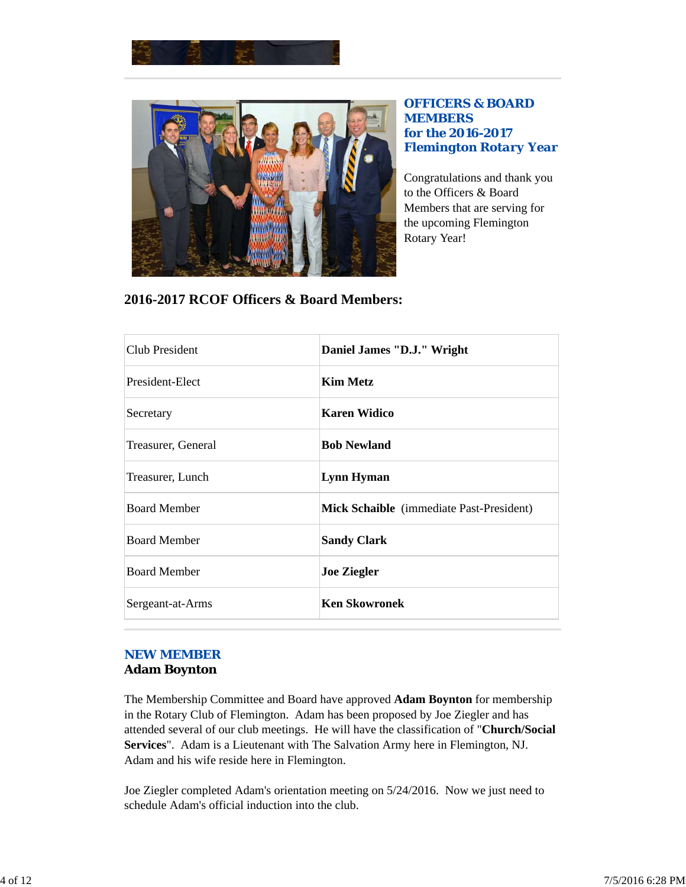## OFFICERS & BOARD MEMBERS for the 2016-2017 Flemington Rotary Year

Congratulations and thank you to the Officers & Board Members that are serving for the upcoming Flemington Rotary Year!

### 2016-2017 RCOF Officers & Board Members:

| | |
|---|---|
| Club President | **Daniel James "D.J." Wright** |
| President-Elect | **Kim Metz** |
| Secretary | **Karen Widico** |
| Treasurer, General | **Bob Newland** |
| Treasurer, Lunch | **Lynn Hyman** |
| Board Member | **Mick Schaible** (immediate Past-President) |
| Board Member | **Sandy Clark** |
| Board Member | **Joe Ziegler** |
| Sergeant-at-Arms | **Ken Skowronek** |

## NEW MEMBER
### Adam Boynton

The Membership Committee and Board have approved **Adam Boynton** for membership in the Rotary Club of Flemington. Adam has been proposed by Joe Ziegler and has attended several of our club meetings. He will have the classification of "**Church/Social Services**". Adam is a Lieutenant with The Salvation Army here in Flemington, NJ. Adam and his wife reside here in Flemington.

Joe Ziegler completed Adam's orientation meeting on 5/24/2016. Now we just need to schedule Adam's official induction into the club.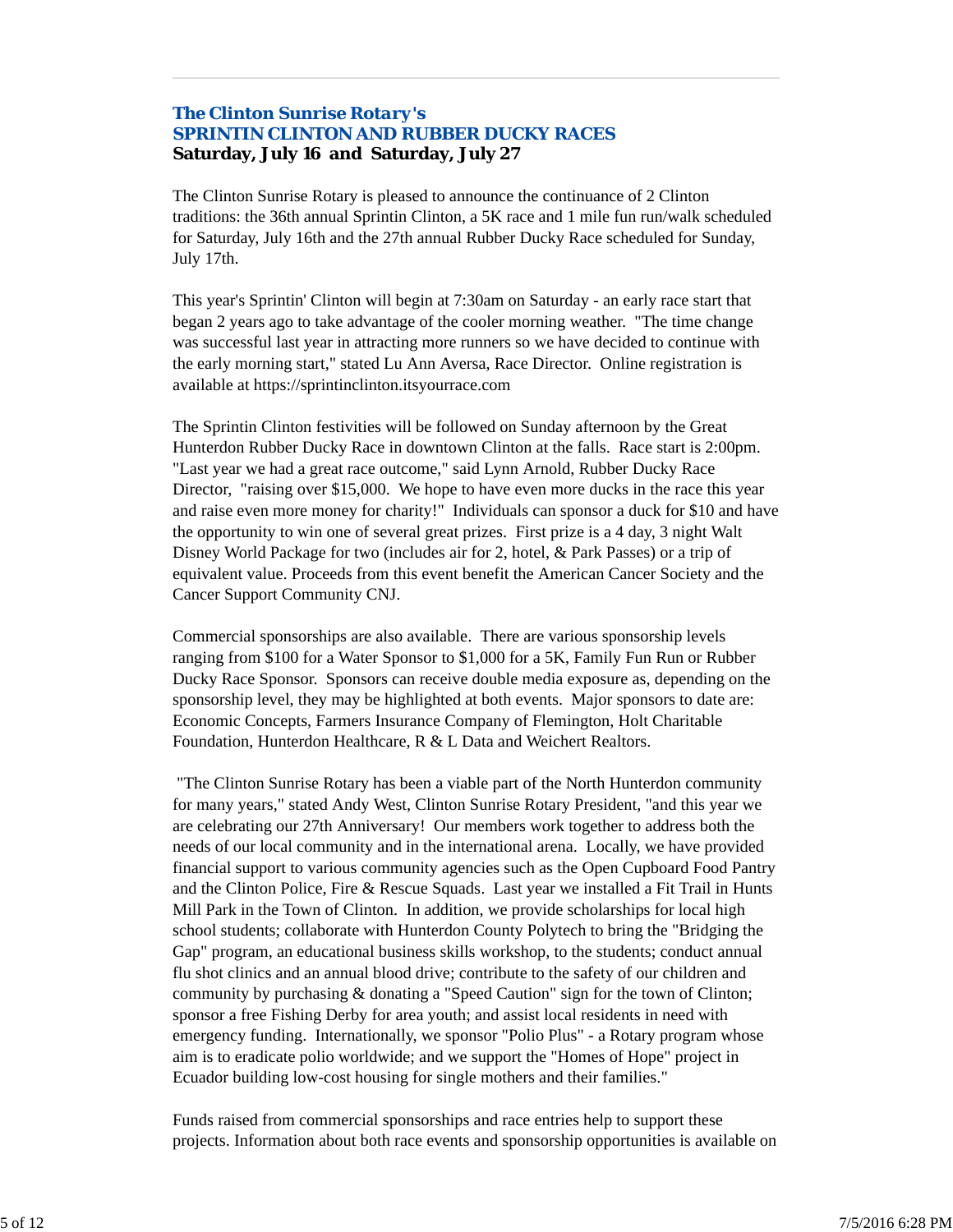### The Clinton Sunrise Rotary's
### SPRINTIN CLINTON AND RUBBER DUCKY RACES
**Saturday, July 16 and Saturday, July 27**

The Clinton Sunrise Rotary is pleased to announce the continuance of 2 Clinton traditions: the 36th annual Sprintin Clinton, a 5K race and 1 mile fun run/walk scheduled for Saturday, July 16th and the 27th annual Rubber Ducky Race scheduled for Sunday, July 17th.

This year's Sprintin' Clinton will begin at 7:30am on Saturday - an early race start that began 2 years ago to take advantage of the cooler morning weather. "The time change was successful last year in attracting more runners so we have decided to continue with the early morning start," stated Lu Ann Aversa, Race Director. Online registration is available at https://sprintinclinton.itsyourrace.com

The Sprintin Clinton festivities will be followed on Sunday afternoon by the Great Hunterdon Rubber Ducky Race in downtown Clinton at the falls. Race start is 2:00pm. "Last year we had a great race outcome," said Lynn Arnold, Rubber Ducky Race Director, "raising over $15,000. We hope to have even more ducks in the race this year and raise even more money for charity!" Individuals can sponsor a duck for $10 and have the opportunity to win one of several great prizes. First prize is a 4 day, 3 night Walt Disney World Package for two (includes air for 2, hotel, & Park Passes) or a trip of equivalent value. Proceeds from this event benefit the American Cancer Society and the Cancer Support Community CNJ.

Commercial sponsorships are also available. There are various sponsorship levels ranging from $100 for a Water Sponsor to $1,000 for a 5K, Family Fun Run or Rubber Ducky Race Sponsor. Sponsors can receive double media exposure as, depending on the sponsorship level, they may be highlighted at both events. Major sponsors to date are: Economic Concepts, Farmers Insurance Company of Flemington, Holt Charitable Foundation, Hunterdon Healthcare, R & L Data and Weichert Realtors.

"The Clinton Sunrise Rotary has been a viable part of the North Hunterdon community for many years," stated Andy West, Clinton Sunrise Rotary President, "and this year we are celebrating our 27th Anniversary! Our members work together to address both the needs of our local community and in the international arena. Locally, we have provided financial support to various community agencies such as the Open Cupboard Food Pantry and the Clinton Police, Fire & Rescue Squads. Last year we installed a Fit Trail in Hunts Mill Park in the Town of Clinton. In addition, we provide scholarships for local high school students; collaborate with Hunterdon County Polytech to bring the "Bridging the Gap" program, an educational business skills workshop, to the students; conduct annual flu shot clinics and an annual blood drive; contribute to the safety of our children and community by purchasing & donating a "Speed Caution" sign for the town of Clinton; sponsor a free Fishing Derby for area youth; and assist local residents in need with emergency funding. Internationally, we sponsor "Polio Plus" - a Rotary program whose aim is to eradicate polio worldwide; and we support the "Homes of Hope" project in Ecuador building low-cost housing for single mothers and their families."

Funds raised from commercial sponsorships and race entries help to support these projects. Information about both race events and sponsorship opportunities is available on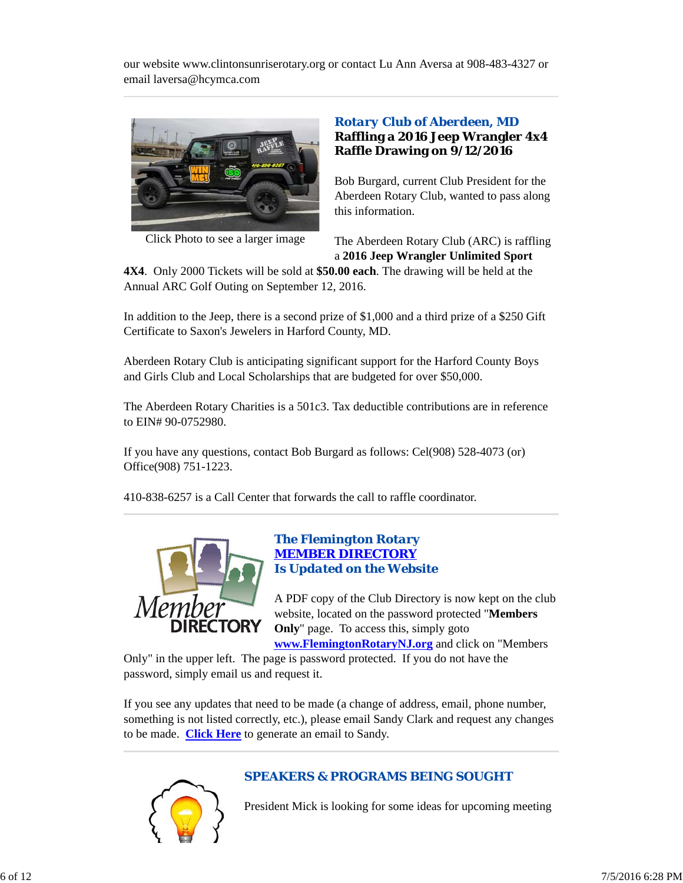our website www.clintonsunriserotary.org or contact Lu Ann Aversa at 908-483-4327 or email laversa@hcymca.com

---

Click Photo to see a larger image

### Rotary Club of Aberdeen, MD
**Raffling a 2016 Jeep Wrangler 4x4**
**Raffle Drawing on 9/12/2016**

Bob Burgard, current Club President for the Aberdeen Rotary Club, wanted to pass along this information.

The Aberdeen Rotary Club (ARC) is raffling a **2016 Jeep Wrangler Unlimited Sport 4X4**. Only 2000 Tickets will be sold at **$50.00 each**. The drawing will be held at the Annual ARC Golf Outing on September 12, 2016.

In addition to the Jeep, there is a second prize of $1,000 and a third prize of a $250 Gift Certificate to Saxon's Jewelers in Harford County, MD.

Aberdeen Rotary Club is anticipating significant support for the Harford County Boys and Girls Club and Local Scholarships that are budgeted for over $50,000.

The Aberdeen Rotary Charities is a 501c3. Tax deductible contributions are in reference to EIN# 90-0752980.

If you have any questions, contact Bob Burgard as follows: Cel(908) 528-4073 (or) Office(908) 751-1223.

410-838-6257 is a Call Center that forwards the call to raffle coordinator.

---

### The Flemington Rotary MEMBER DIRECTORY Is Updated on the Website

A PDF copy of the Club Directory is now kept on the club website, located on the password protected "**Members Only**" page. To access this, simply goto **www.FlemingtonRotaryNJ.org** and click on "Members Only" in the upper left. The page is password protected. If you do not have the password, simply email us and request it.

If you see any updates that need to be made (a change of address, email, phone number, something is not listed correctly, etc.), please email Sandy Clark and request any changes to be made. **Click Here** to generate an email to Sandy.

---

### SPEAKERS & PROGRAMS BEING SOUGHT

President Mick is looking for some ideas for upcoming meeting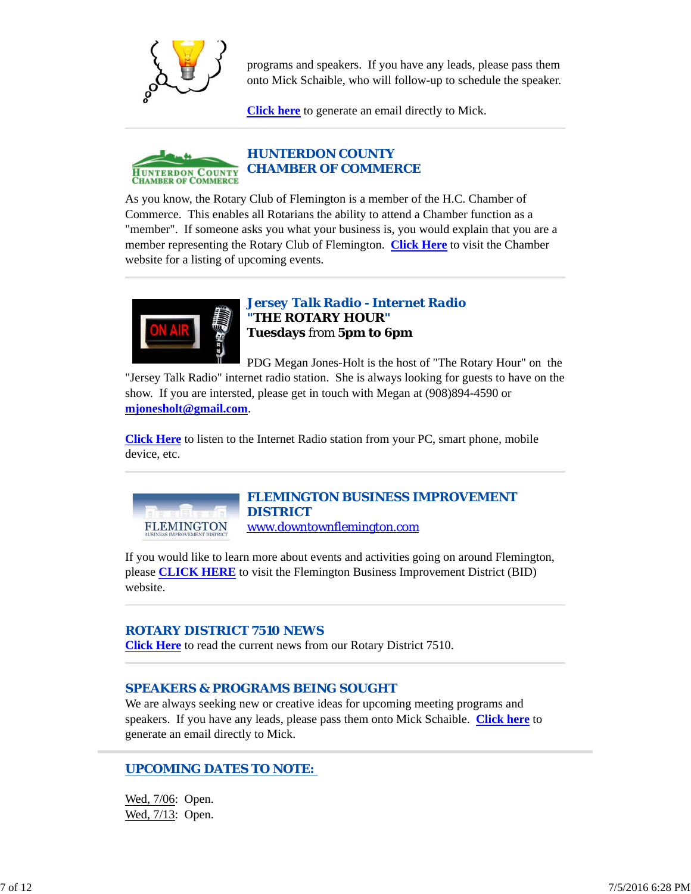programs and speakers. If you have any leads, please pass them onto Mick Schaible, who will follow-up to schedule the speaker.

**Click here** to generate an email directly to Mick.

## HUNTERDON COUNTY CHAMBER OF COMMERCE

As you know, the Rotary Club of Flemington is a member of the H.C. Chamber of Commerce. This enables all Rotarians the ability to attend a Chamber function as a "member". If someone asks you what your business is, you would explain that you are a member representing the Rotary Club of Flemington. **Click Here** to visit the Chamber website for a listing of upcoming events.

## Jersey Talk Radio - Internet Radio

**"THE ROTARY HOUR"**

**Tuesdays** from **5pm to 6pm**

PDG Megan Jones-Holt is the host of "The Rotary Hour" on the "Jersey Talk Radio" internet radio station. She is always looking for guests to have on the show. If you are intersted, please get in touch with Megan at (908)894-4590 or **mjonesholt@gmail.com**.

**Click Here** to listen to the Internet Radio station from your PC, smart phone, mobile device, etc.

## FLEMINGTON BUSINESS IMPROVEMENT DISTRICT

www.downtownflemington.com

If you would like to learn more about events and activities going on around Flemington, please **CLICK HERE** to visit the Flemington Business Improvement District (BID) website.

## ROTARY DISTRICT 7510 NEWS

**Click Here** to read the current news from our Rotary District 7510.

## SPEAKERS & PROGRAMS BEING SOUGHT

We are always seeking new or creative ideas for upcoming meeting programs and speakers. If you have any leads, please pass them onto Mick Schaible. **Click here** to generate an email directly to Mick.

## UPCOMING DATES TO NOTE:

Wed, 7/06: Open.
Wed, 7/13: Open.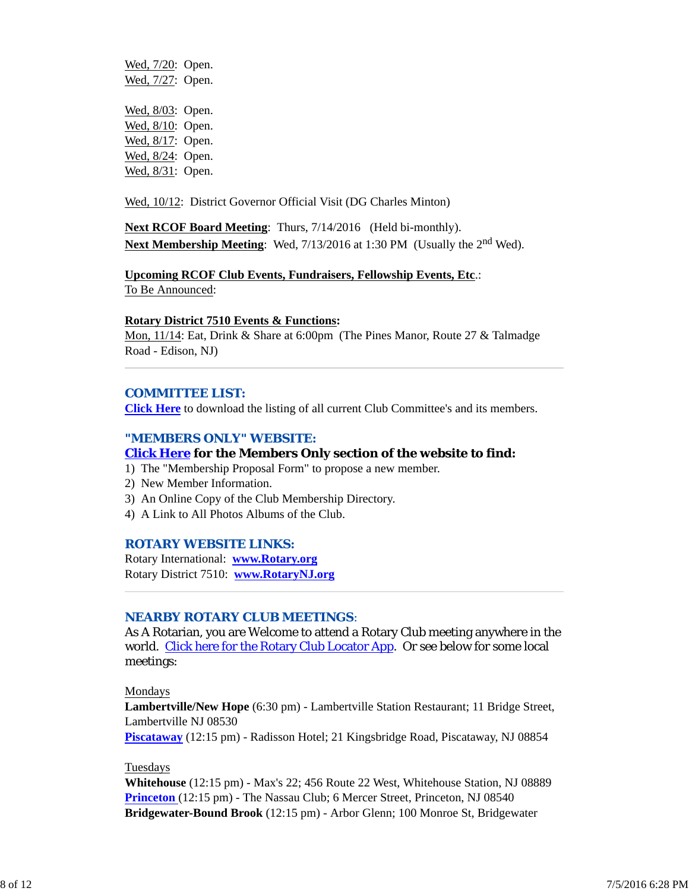Wed, 7/20: Open.
Wed, 7/27: Open.

Wed, 8/03: Open.
Wed, 8/10: Open.
Wed, 8/17: Open.
Wed, 8/24: Open.
Wed, 8/31: Open.

Wed, 10/12: District Governor Official Visit (DG Charles Minton)

**Next RCOF Board Meeting**: Thurs, 7/14/2016 (Held bi-monthly).
**Next Membership Meeting**: Wed, 7/13/2016 at 1:30 PM (Usually the 2nd Wed).

**Upcoming RCOF Club Events, Fundraisers, Fellowship Events, Etc**.:
To Be Announced:

**Rotary District 7510 Events & Functions:**
Mon, 11/14: Eat, Drink & Share at 6:00pm (The Pines Manor, Route 27 & Talmadge Road - Edison, NJ)

---

## COMMITTEE LIST:

**Click Here** to download the listing of all current Club Committee's and its members.

## "MEMBERS ONLY" WEBSITE:

**Click Here for the Members Only section of the website to find:**

1) The "Membership Proposal Form" to propose a new member.
2) New Member Information.
3) An Online Copy of the Club Membership Directory.
4) A Link to All Photos Albums of the Club.

## ROTARY WEBSITE LINKS:

Rotary International: **www.Rotary.org**
Rotary District 7510: **www.RotaryNJ.org**

---

## NEARBY ROTARY CLUB MEETINGS:

As A Rotarian, you are Welcome to attend a Rotary Club meeting anywhere in the world. Click here for the Rotary Club Locator App. Or see below for some local meetings:

Mondays
**Lambertville/New Hope** (6:30 pm) - Lambertville Station Restaurant; 11 Bridge Street, Lambertville NJ 08530
**Piscataway** (12:15 pm) - Radisson Hotel; 21 Kingsbridge Road, Piscataway, NJ 08854

Tuesdays
**Whitehouse** (12:15 pm) - Max's 22; 456 Route 22 West, Whitehouse Station, NJ 08889
**Princeton** (12:15 pm) - The Nassau Club; 6 Mercer Street, Princeton, NJ 08540
**Bridgewater-Bound Brook** (12:15 pm) - Arbor Glenn; 100 Monroe St, Bridgewater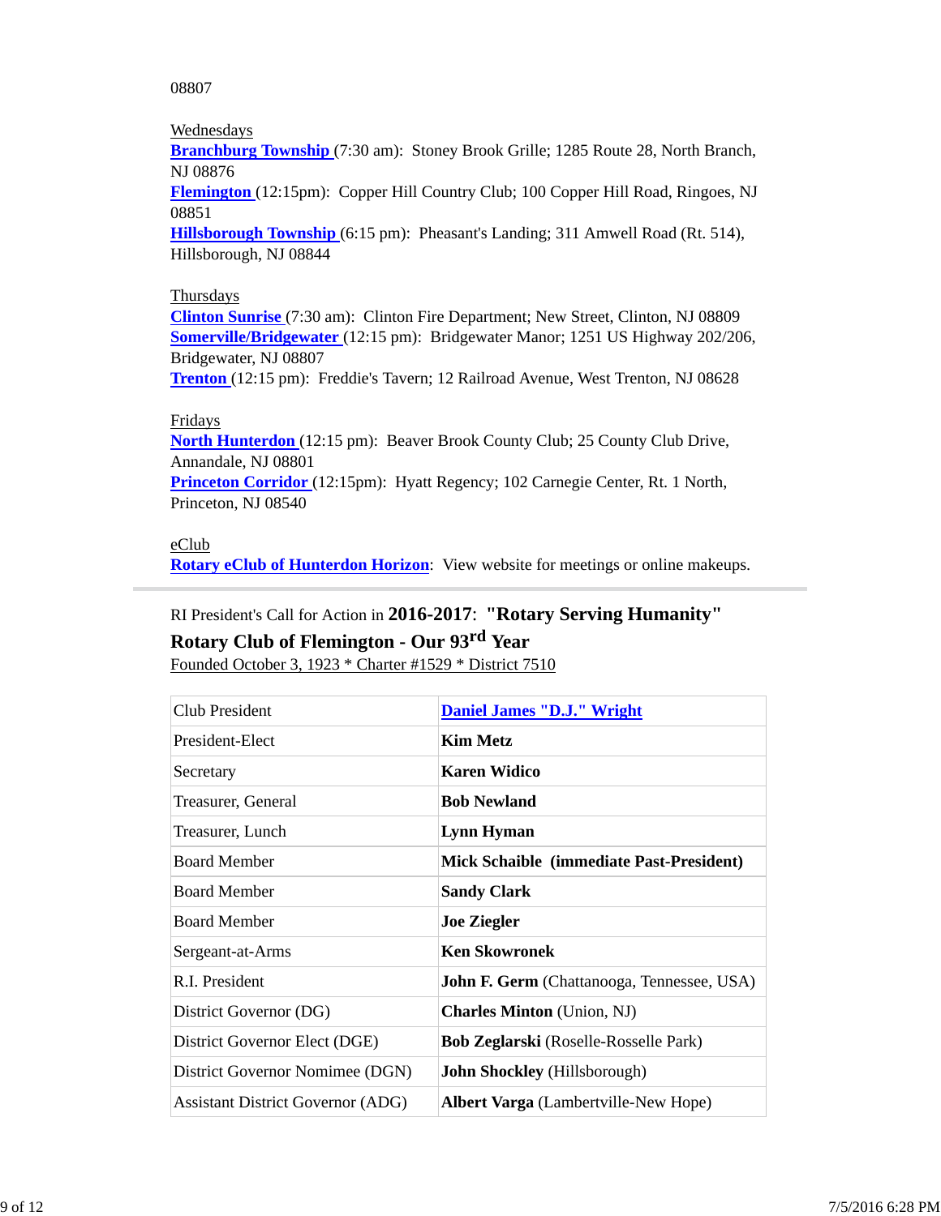08807

Wednesdays
**Branchburg Township** (7:30 am): Stoney Brook Grille; 1285 Route 28, North Branch, NJ 08876
**Flemington** (12:15pm): Copper Hill Country Club; 100 Copper Hill Road, Ringoes, NJ 08851
**Hillsborough Township** (6:15 pm): Pheasant's Landing; 311 Amwell Road (Rt. 514), Hillsborough, NJ 08844

Thursdays
**Clinton Sunrise** (7:30 am): Clinton Fire Department; New Street, Clinton, NJ 08809
**Somerville/Bridgewater** (12:15 pm): Bridgewater Manor; 1251 US Highway 202/206, Bridgewater, NJ 08807
**Trenton** (12:15 pm): Freddie's Tavern; 12 Railroad Avenue, West Trenton, NJ 08628

Fridays
**North Hunterdon** (12:15 pm): Beaver Brook County Club; 25 County Club Drive, Annandale, NJ 08801
**Princeton Corridor** (12:15pm): Hyatt Regency; 102 Carnegie Center, Rt. 1 North, Princeton, NJ 08540

eClub
**Rotary eClub of Hunterdon Horizon**: View website for meetings or online makeups.

---

RI President's Call for Action in **2016-2017**: **"Rotary Serving Humanity"**

**Rotary Club of Flemington - Our 93rd Year**

Founded October 3, 1923 * Charter #1529 * District 7510

| Club President | **Daniel James "D.J." Wright** |
|---|---|
| President-Elect | **Kim Metz** |
| Secretary | **Karen Widico** |
| Treasurer, General | **Bob Newland** |
| Treasurer, Lunch | **Lynn Hyman** |
| Board Member | **Mick Schaible (immediate Past-President)** |
| Board Member | **Sandy Clark** |
| Board Member | **Joe Ziegler** |
| Sergeant-at-Arms | **Ken Skowronek** |
| R.I. President | **John F. Germ** (Chattanooga, Tennessee, USA) |
| District Governor (DG) | **Charles Minton** (Union, NJ) |
| District Governor Elect (DGE) | **Bob Zeglarski** (Roselle-Rosselle Park) |
| District Governor Nomimee (DGN) | **John Shockley** (Hillsborough) |
| Assistant District Governor (ADG) | **Albert Varga** (Lambertville-New Hope) |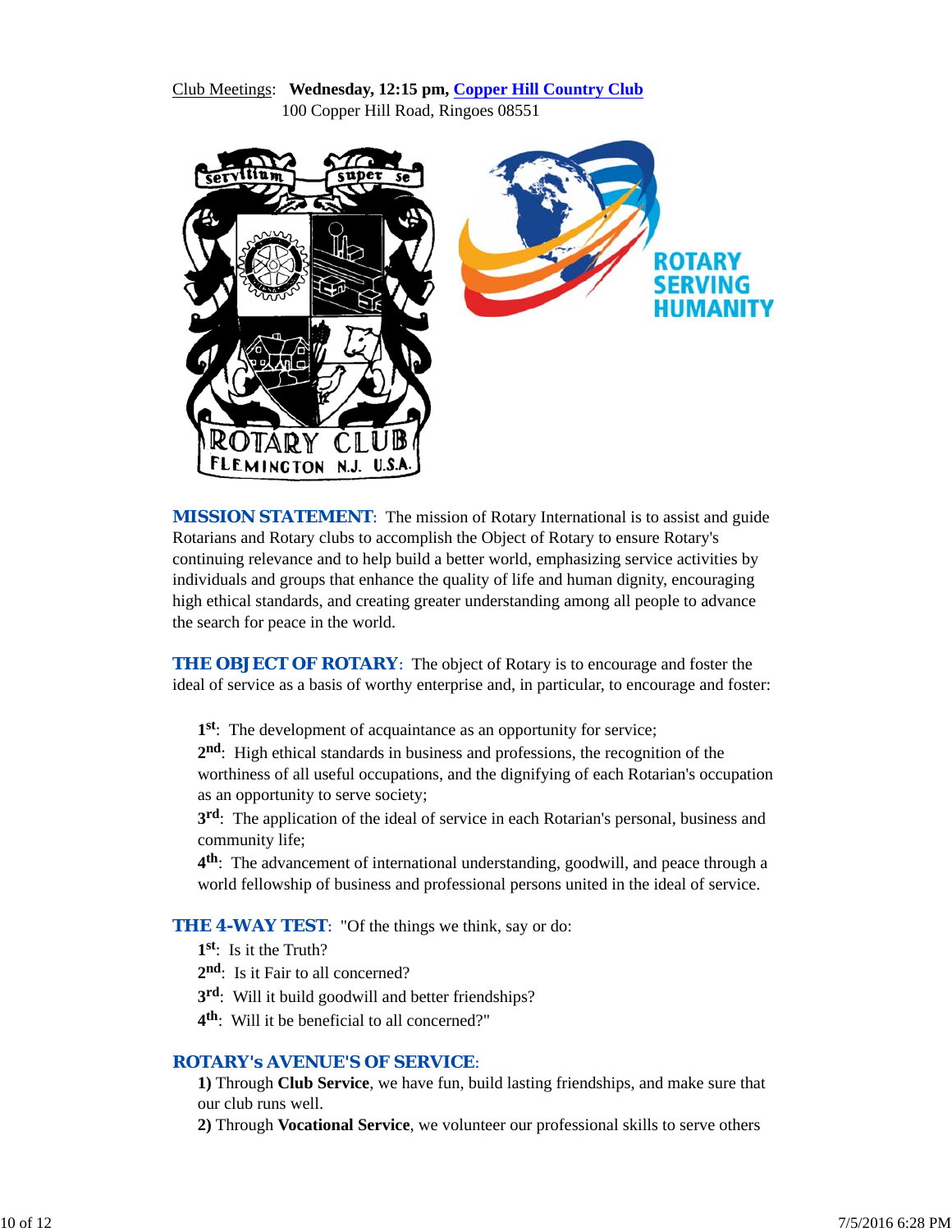Club Meetings: **Wednesday, 12:15 pm, Copper Hill Country Club**
100 Copper Hill Road, Ringoes 08551

**MISSION STATEMENT**: The mission of Rotary International is to assist and guide Rotarians and Rotary clubs to accomplish the Object of Rotary to ensure Rotary's continuing relevance and to help build a better world, emphasizing service activities by individuals and groups that enhance the quality of life and human dignity, encouraging high ethical standards, and creating greater understanding among all people to advance the search for peace in the world.

**THE OBJECT OF ROTARY**: The object of Rotary is to encourage and foster the ideal of service as a basis of worthy enterprise and, in particular, to encourage and foster:

**1st**: The development of acquaintance as an opportunity for service;
**2nd**: High ethical standards in business and professions, the recognition of the worthiness of all useful occupations, and the dignifying of each Rotarian's occupation as an opportunity to serve society;
**3rd**: The application of the ideal of service in each Rotarian's personal, business and community life;
**4th**: The advancement of international understanding, goodwill, and peace through a world fellowship of business and professional persons united in the ideal of service.

**THE 4-WAY TEST**: "Of the things we think, say or do:
**1st**: Is it the Truth?
**2nd**: Is it Fair to all concerned?
**3rd**: Will it build goodwill and better friendships?
**4th**: Will it be beneficial to all concerned?"

**ROTARY's AVENUE'S OF SERVICE**:
**1)** Through **Club Service**, we have fun, build lasting friendships, and make sure that our club runs well.
**2)** Through **Vocational Service**, we volunteer our professional skills to serve others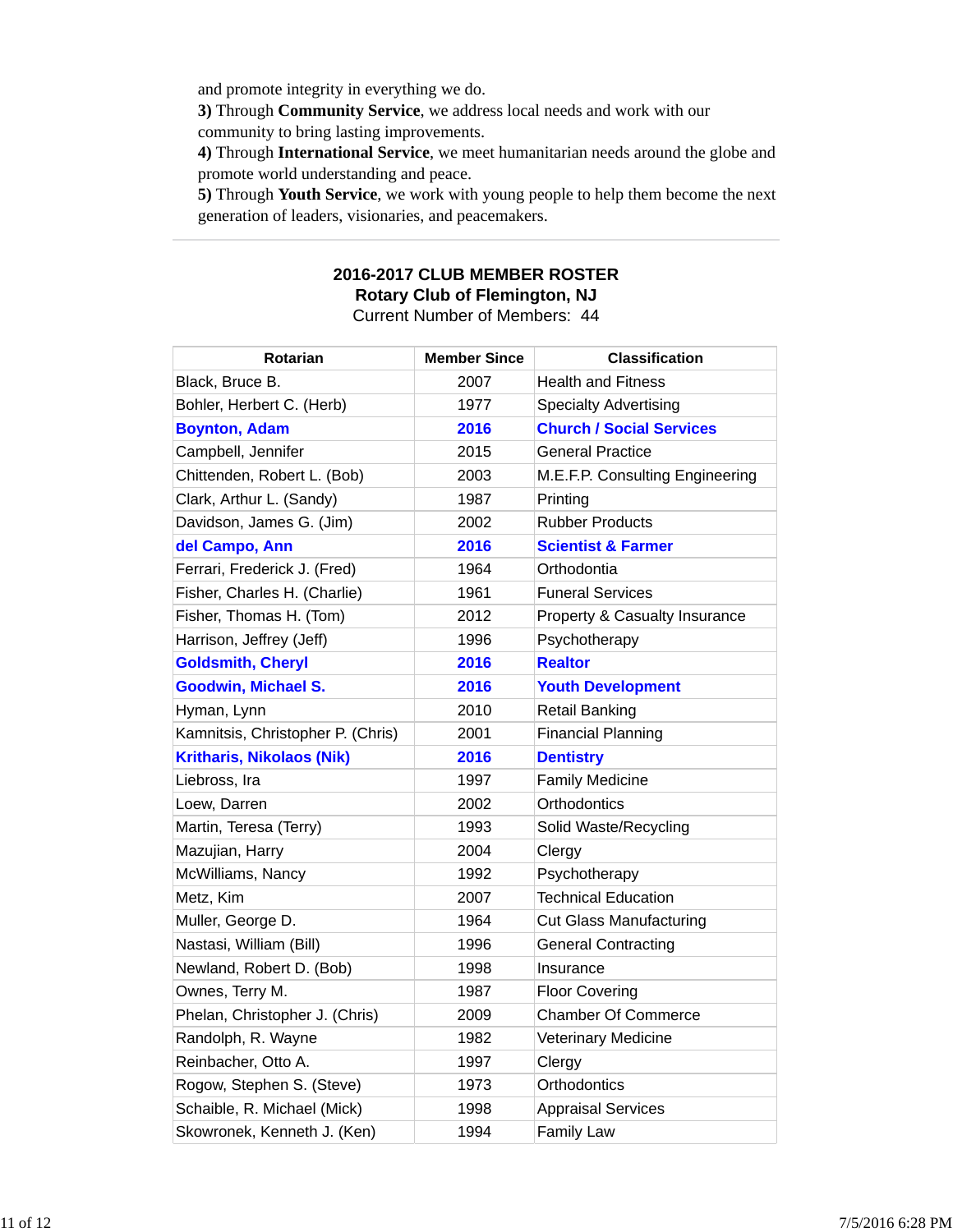and promote integrity in everything we do.
**3)** Through **Community Service**, we address local needs and work with our community to bring lasting improvements.
**4)** Through **International Service**, we meet humanitarian needs around the globe and promote world understanding and peace.
**5)** Through **Youth Service**, we work with young people to help them become the next generation of leaders, visionaries, and peacemakers.

---

**2016-2017 CLUB MEMBER ROSTER**
**Rotary Club of Flemington, NJ**
Current Number of Members: 44

| Rotarian | Member Since | Classification |
|---|---|---|
| Black, Bruce B. | 2007 | Health and Fitness |
| Bohler, Herbert C. (Herb) | 1977 | Specialty Advertising |
| **Boynton, Adam** | **2016** | **Church / Social Services** |
| Campbell, Jennifer | 2015 | General Practice |
| Chittenden, Robert L. (Bob) | 2003 | M.E.F.P. Consulting Engineering |
| Clark, Arthur L. (Sandy) | 1987 | Printing |
| Davidson, James G. (Jim) | 2002 | Rubber Products |
| **del Campo, Ann** | **2016** | **Scientist & Farmer** |
| Ferrari, Frederick J. (Fred) | 1964 | Orthodontia |
| Fisher, Charles H. (Charlie) | 1961 | Funeral Services |
| Fisher, Thomas H. (Tom) | 2012 | Property & Casualty Insurance |
| Harrison, Jeffrey (Jeff) | 1996 | Psychotherapy |
| **Goldsmith, Cheryl** | **2016** | **Realtor** |
| **Goodwin, Michael S.** | **2016** | **Youth Development** |
| Hyman, Lynn | 2010 | Retail Banking |
| Kamnitsis, Christopher P. (Chris) | 2001 | Financial Planning |
| **Kritharis, Nikolaos (Nik)** | **2016** | **Dentistry** |
| Liebross, Ira | 1997 | Family Medicine |
| Loew, Darren | 2002 | Orthodontics |
| Martin, Teresa (Terry) | 1993 | Solid Waste/Recycling |
| Mazujian, Harry | 2004 | Clergy |
| McWilliams, Nancy | 1992 | Psychotherapy |
| Metz, Kim | 2007 | Technical Education |
| Muller, George D. | 1964 | Cut Glass Manufacturing |
| Nastasi, William (Bill) | 1996 | General Contracting |
| Newland, Robert D. (Bob) | 1998 | Insurance |
| Ownes, Terry M. | 1987 | Floor Covering |
| Phelan, Christopher J. (Chris) | 2009 | Chamber Of Commerce |
| Randolph, R. Wayne | 1982 | Veterinary Medicine |
| Reinbacher, Otto A. | 1997 | Clergy |
| Rogow, Stephen S. (Steve) | 1973 | Orthodontics |
| Schaible, R. Michael (Mick) | 1998 | Appraisal Services |
| Skowronek, Kenneth J. (Ken) | 1994 | Family Law |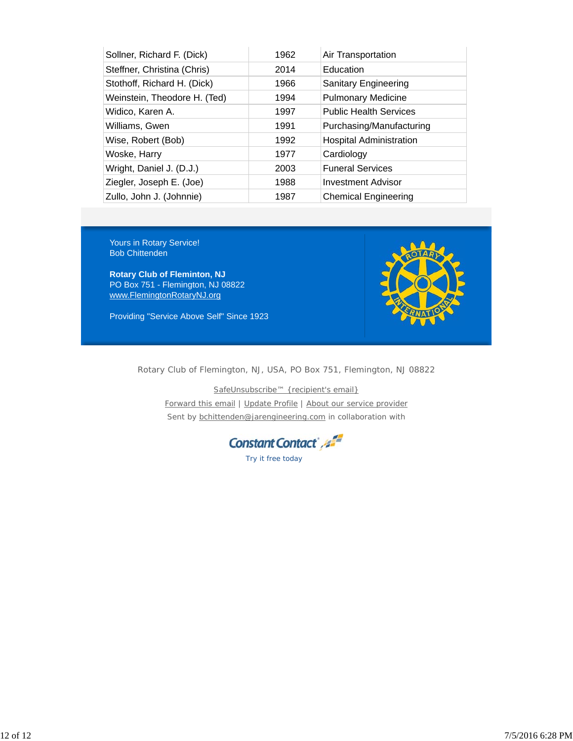| | | |
|---|---|---|
| Sollner, Richard F. (Dick) | 1962 | Air Transportation |
| Steffner, Christina (Chris) | 2014 | Education |
| Stothoff, Richard H. (Dick) | 1966 | Sanitary Engineering |
| Weinstein, Theodore H. (Ted) | 1994 | Pulmonary Medicine |
| Widico, Karen A. | 1997 | Public Health Services |
| Williams, Gwen | 1991 | Purchasing/Manufacturing |
| Wise, Robert (Bob) | 1992 | Hospital Administration |
| Woske, Harry | 1977 | Cardiology |
| Wright, Daniel J. (D.J.) | 2003 | Funeral Services |
| Ziegler, Joseph E. (Joe) | 1988 | Investment Advisor |
| Zullo, John J. (Johnnie) | 1987 | Chemical Engineering |

Yours in Rotary Service!
Bob Chittenden

**Rotary Club of Fleminton, NJ**
PO Box 751 - Flemington, NJ 08822
www.FlemingtonRotaryNJ.org

Providing "Service Above Self" Since 1923

Rotary Club of Flemington, NJ, USA, PO Box 751, Flemington, NJ 08822

SafeUnsubscribe™ {recipient's email}

Forward this email | Update Profile | About our service provider

Sent by bchittenden@jarengineering.com in collaboration with

Constant Contact

Try it free today